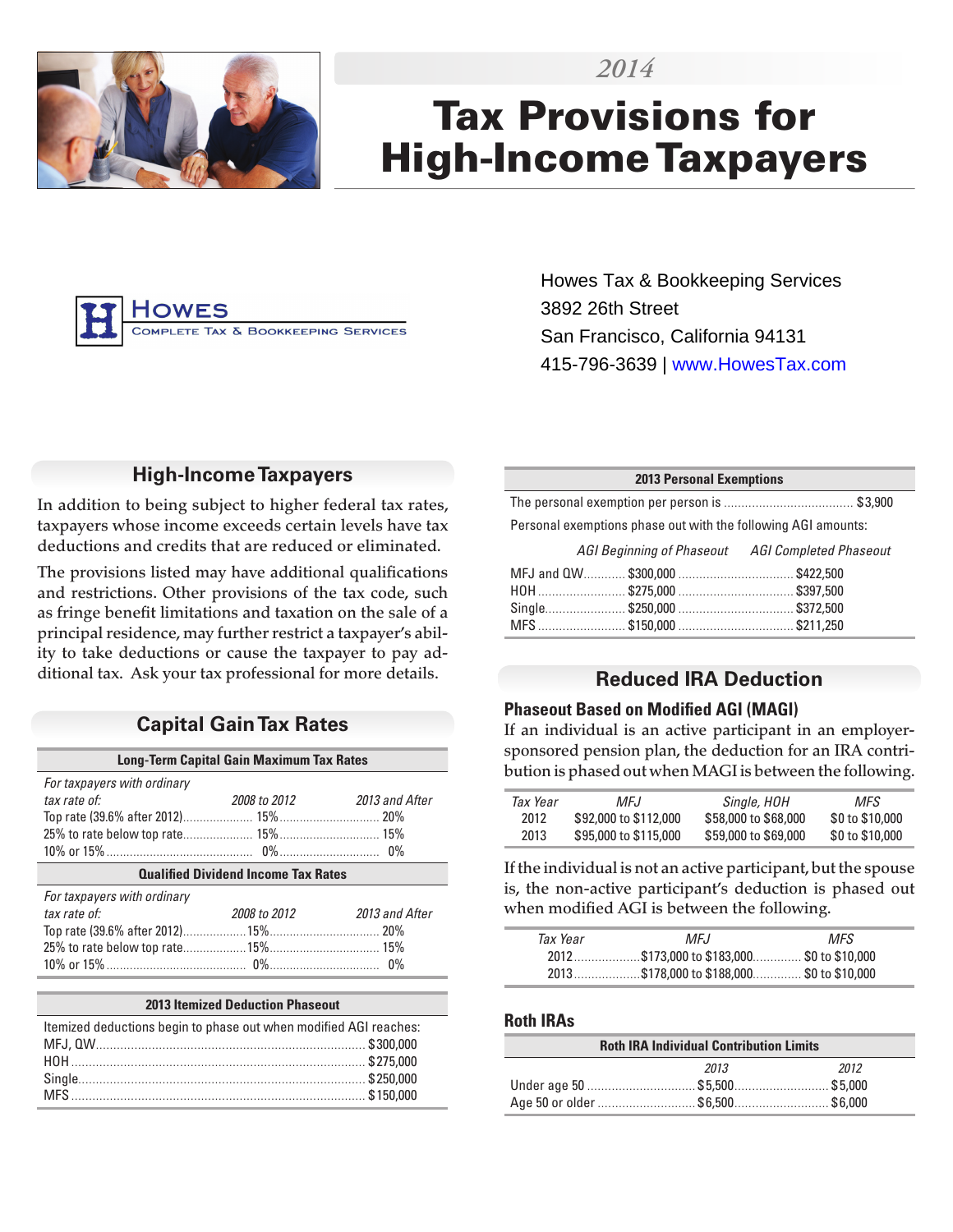2014

# Tax Provisions for High-Income Taxpayers

HOWES
COMPLETE TAX & BOOKKEEPING SERVICES

Howes Tax & Bookkeeping Services
3892 26th Street
San Francisco, California 94131
415-796-3639 | www.HowesTax.com

## High-Income Taxpayers

In addition to being subject to higher federal tax rates, taxpayers whose income exceeds certain levels have tax deductions and credits that are reduced or eliminated.

The provisions listed may have additional qualifications and restrictions. Other provisions of the tax code, such as fringe benefit limitations and taxation on the sale of a principal residence, may further restrict a taxpayer's ability to take deductions or cause the taxpayer to pay additional tax. Ask your tax professional for more details.

## Capital Gain Tax Rates

| Long-Term Capital Gain Maximum Tax Rates | | |
|---|---|---|
| *For taxpayers with ordinary tax rate of:* | *2008 to 2012* | *2013 and After* |
| Top rate (39.6% after 2012) | 15% | 20% |
| 25% to rate below top rate | 15% | 15% |
| 10% or 15% | 0% | 0% |
| **Qualified Dividend Income Tax Rates** | | |
| *For taxpayers with ordinary tax rate of:* | *2008 to 2012* | *2013 and After* |
| Top rate (39.6% after 2012) | 15% | 20% |
| 25% to rate below top rate | 15% | 15% |
| 10% or 15% | 0% | 0% |

| 2013 Itemized Deduction Phaseout | |
|---|---|
| Itemized deductions begin to phase out when modified AGI reaches: | |
| MFJ, QW | $300,000 |
| HOH | $275,000 |
| Single | $250,000 |
| MFS | $150,000 |

| 2013 Personal Exemptions | | |
|---|---|---|
| The personal exemption per person is | | $3,900 |
| Personal exemptions phase out with the following AGI amounts: | | |
| | *AGI Beginning of Phaseout* | *AGI Completed Phaseout* |
| MFJ and QW | $300,000 | $422,500 |
| HOH | $275,000 | $397,500 |
| Single | $250,000 | $372,500 |
| MFS | $150,000 | $211,250 |

## Reduced IRA Deduction

### Phaseout Based on Modified AGI (MAGI)

If an individual is an active participant in an employer-sponsored pension plan, the deduction for an IRA contribution is phased out when MAGI is between the following.

| *Tax Year* | *MFJ* | *Single, HOH* | *MFS* |
|---|---|---|---|
| 2012 | $92,000 to $112,000 | $58,000 to $68,000 | $0 to $10,000 |
| 2013 | $95,000 to $115,000 | $59,000 to $69,000 | $0 to $10,000 |

If the individual is not an active participant, but the spouse is, the non-active participant's deduction is phased out when modified AGI is between the following.

| *Tax Year* | *MFJ* | *MFS* |
|---|---|---|
| 2012 | $173,000 to $183,000 | $0 to $10,000 |
| 2013 | $178,000 to $188,000 | $0 to $10,000 |

### Roth IRAs

| Roth IRA Individual Contribution Limits | | |
|---|---|---|
| | *2013* | *2012* |
| Under age 50 | $5,500 | $5,000 |
| Age 50 or older | $6,500 | $6,000 |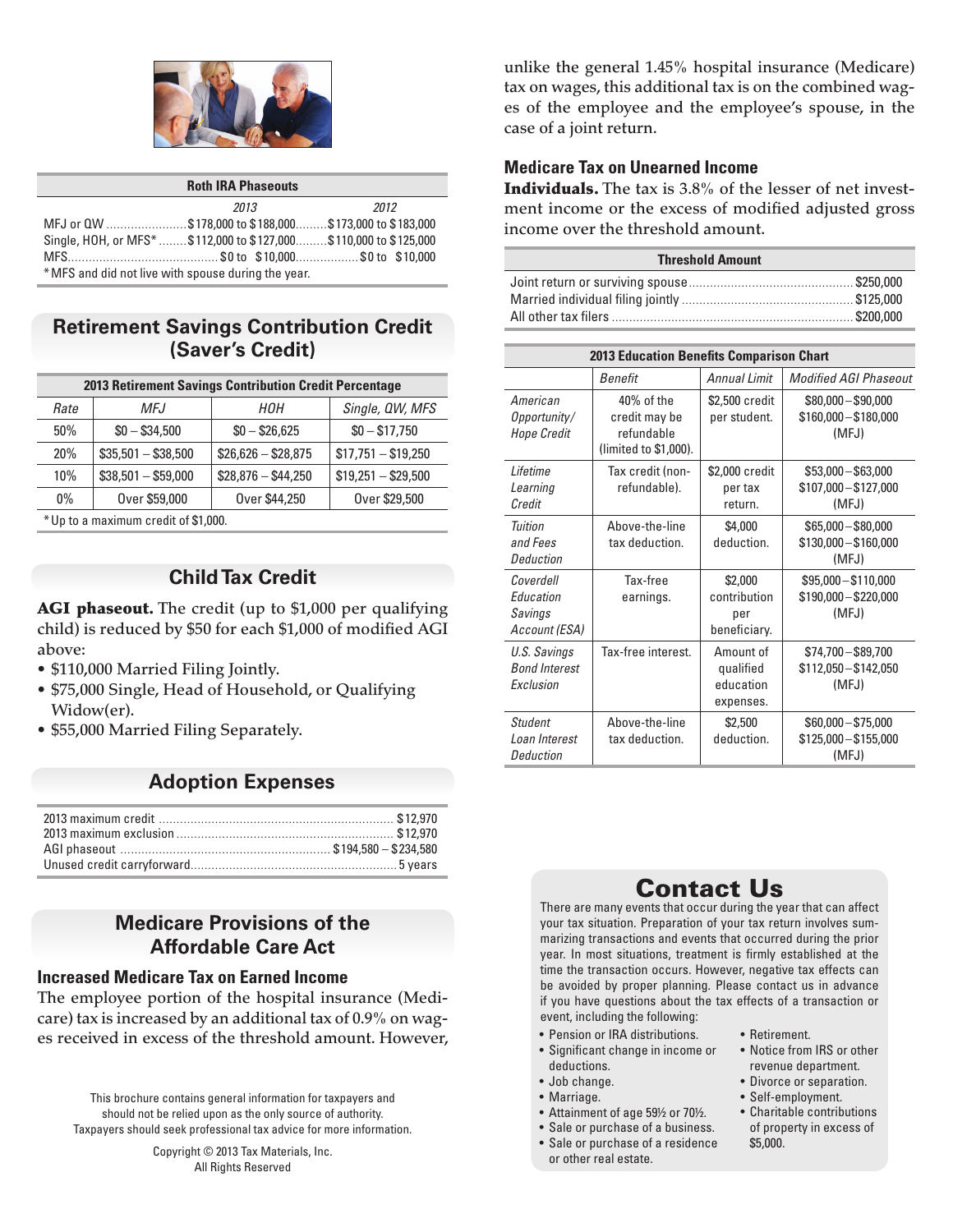| Roth IRA Phaseouts | | |
|---|---|---|
| | 2013 | 2012 |
| MFJ or QW | $178,000 to $188,000 | $173,000 to $183,000 |
| Single, HOH, or MFS* | $112,000 to $127,000 | $110,000 to $125,000 |
| MFS | $0 to $10,000 | $0 to $10,000 |

*MFS and did not live with spouse during the year.

## Retirement Savings Contribution Credit (Saver's Credit)

| 2013 Retirement Savings Contribution Credit Percentage | | | |
|---|---|---|---|
| Rate | MFJ | HOH | Single, QW, MFS |
| 50% | $0 – $34,500 | $0 – $26,625 | $0 – $17,750 |
| 20% | $35,501 – $38,500 | $26,626 – $28,875 | $17,751 – $19,250 |
| 10% | $38,501 – $59,000 | $28,876 – $44,250 | $19,251 – $29,500 |
| 0% | Over $59,000 | Over $44,250 | Over $29,500 |

*Up to a maximum credit of $1,000.

## Child Tax Credit

**AGI phaseout.** The credit (up to $1,000 per qualifying child) is reduced by $50 for each $1,000 of modified AGI above:

- $110,000 Married Filing Jointly.
- $75,000 Single, Head of Household, or Qualifying Widow(er).
- $55,000 Married Filing Separately.

## Adoption Expenses

| | |
|---|---|
| 2013 maximum credit | $12,970 |
| 2013 maximum exclusion | $12,970 |
| AGI phaseout | $194,580 – $234,580 |
| Unused credit carryforward | 5 years |

## Medicare Provisions of the Affordable Care Act

### Increased Medicare Tax on Earned Income

The employee portion of the hospital insurance (Medicare) tax is increased by an additional tax of 0.9% on wages received in excess of the threshold amount. However, unlike the general 1.45% hospital insurance (Medicare) tax on wages, this additional tax is on the combined wages of the employee and the employee's spouse, in the case of a joint return.

### Medicare Tax on Unearned Income

**Individuals.** The tax is 3.8% of the lesser of net investment income or the excess of modified adjusted gross income over the threshold amount.

| Threshold Amount | |
|---|---|
| Joint return or surviving spouse | $250,000 |
| Married individual filing jointly | $125,000 |
| All other tax filers | $200,000 |

| 2013 Education Benefits Comparison Chart | | | |
|---|---|---|---|
| | Benefit | Annual Limit | Modified AGI Phaseout |
| American Opportunity/ Hope Credit | 40% of the credit may be refundable (limited to $1,000). | $2,500 credit per student. | $80,000 – $90,000 $160,000 – $180,000 (MFJ) |
| Lifetime Learning Credit | Tax credit (non-refundable). | $2,000 credit per tax return. | $53,000 – $63,000 $107,000 – $127,000 (MFJ) |
| Tuition and Fees Deduction | Above-the-line tax deduction. | $4,000 deduction. | $65,000 – $80,000 $130,000 – $160,000 (MFJ) |
| Coverdell Education Savings Account (ESA) | Tax-free earnings. | $2,000 contribution per beneficiary. | $95,000 – $110,000 $190,000 – $220,000 (MFJ) |
| U.S. Savings Bond Interest Exclusion | Tax-free interest. | Amount of qualified education expenses. | $74,700 – $89,700 $112,050 – $142,050 (MFJ) |
| Student Loan Interest Deduction | Above-the-line tax deduction. | $2,500 deduction. | $60,000 – $75,000 $125,000 – $155,000 (MFJ) |

## Contact Us

There are many events that occur during the year that can affect your tax situation. Preparation of your tax return involves summarizing transactions and events that occurred during the prior year. In most situations, treatment is firmly established at the time the transaction occurs. However, negative tax effects can be avoided by proper planning. Please contact us in advance if you have questions about the tax effects of a transaction or event, including the following:

- Pension or IRA distributions.
- Significant change in income or deductions.
- Job change.
- Marriage.
- Attainment of age 59½ or 70½.
- Sale or purchase of a business.
- Sale or purchase of a residence or other real estate.
- Retirement.
- Notice from IRS or other revenue department.
- Divorce or separation.
- Self-employment.
- Charitable contributions of property in excess of $5,000.

This brochure contains general information for taxpayers and should not be relied upon as the only source of authority. Taxpayers should seek professional tax advice for more information.

Copyright © 2013 Tax Materials, Inc.
All Rights Reserved